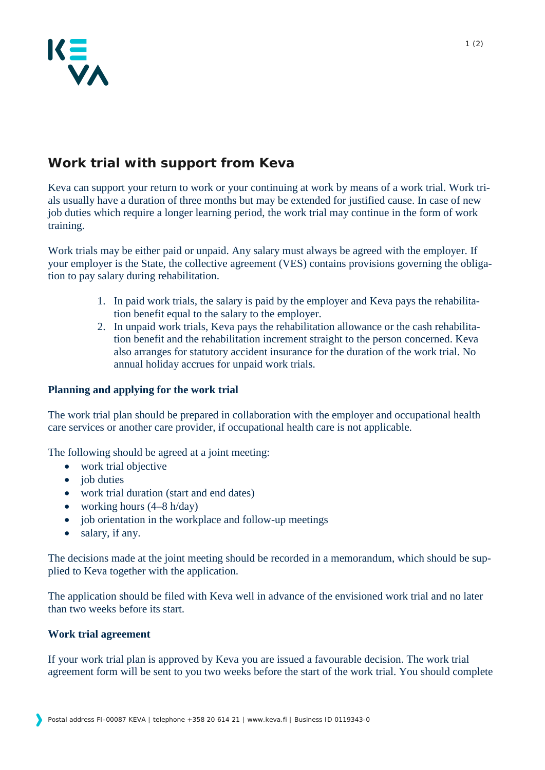# Work trial with support from Keva

Keva can support your return to work or your continuing at work by means of a work trial. Work trials usually have a duration of three months but may be extended for justified cause. In case of new job duties which require a longer learning period, the work trial may continue in the form of work training.

Work trials may be either paid or unpaid. Any salary must always be agreed with the employer. If your employer is the State, the collective agreement (VES) contains provisions governing the obligation to pay salary during rehabilitation.

1. In paid work trials, the salary is paid by the employer and Keva pays the rehabilitation benefit equal to the salary to the employer.
2. In unpaid work trials, Keva pays the rehabilitation allowance or the cash rehabilitation benefit and the rehabilitation increment straight to the person concerned. Keva also arranges for statutory accident insurance for the duration of the work trial. No annual holiday accrues for unpaid work trials.

## Planning and applying for the work trial

The work trial plan should be prepared in collaboration with the employer and occupational health care services or another care provider, if occupational health care is not applicable.

The following should be agreed at a joint meeting:

- work trial objective
- job duties
- work trial duration (start and end dates)
- working hours (4–8 h/day)
- job orientation in the workplace and follow-up meetings
- salary, if any.

The decisions made at the joint meeting should be recorded in a memorandum, which should be supplied to Keva together with the application.

The application should be filed with Keva well in advance of the envisioned work trial and no later than two weeks before its start.

## Work trial agreement

If your work trial plan is approved by Keva you are issued a favourable decision. The work trial agreement form will be sent to you two weeks before the start of the work trial. You should complete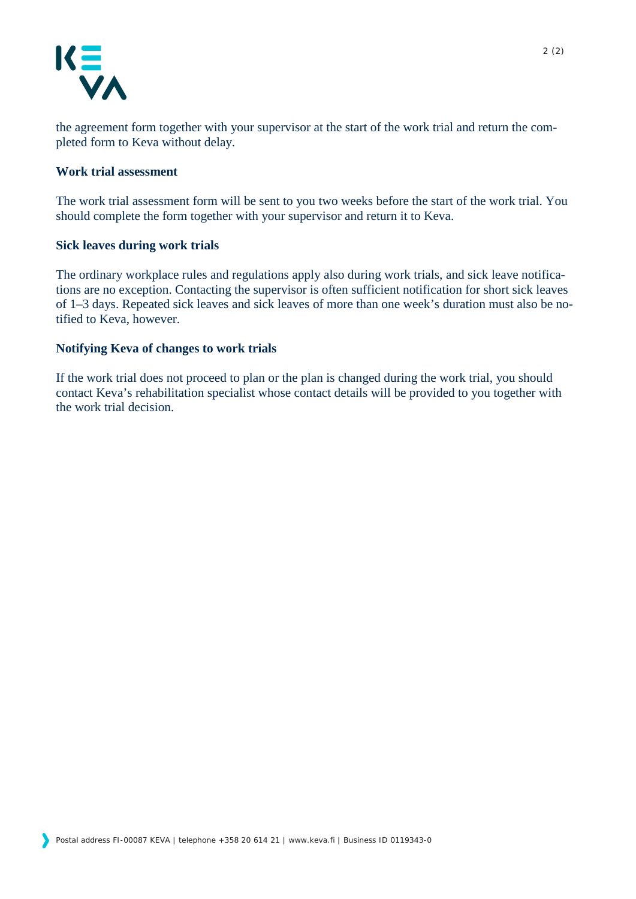the agreement form together with your supervisor at the start of the work trial and return the completed form to Keva without delay.

**Work trial assessment**

The work trial assessment form will be sent to you two weeks before the start of the work trial. You should complete the form together with your supervisor and return it to Keva.

**Sick leaves during work trials**

The ordinary workplace rules and regulations apply also during work trials, and sick leave notifications are no exception. Contacting the supervisor is often sufficient notification for short sick leaves of 1–3 days. Repeated sick leaves and sick leaves of more than one week's duration must also be notified to Keva, however.

**Notifying Keva of changes to work trials**

If the work trial does not proceed to plan or the plan is changed during the work trial, you should contact Keva's rehabilitation specialist whose contact details will be provided to you together with the work trial decision.